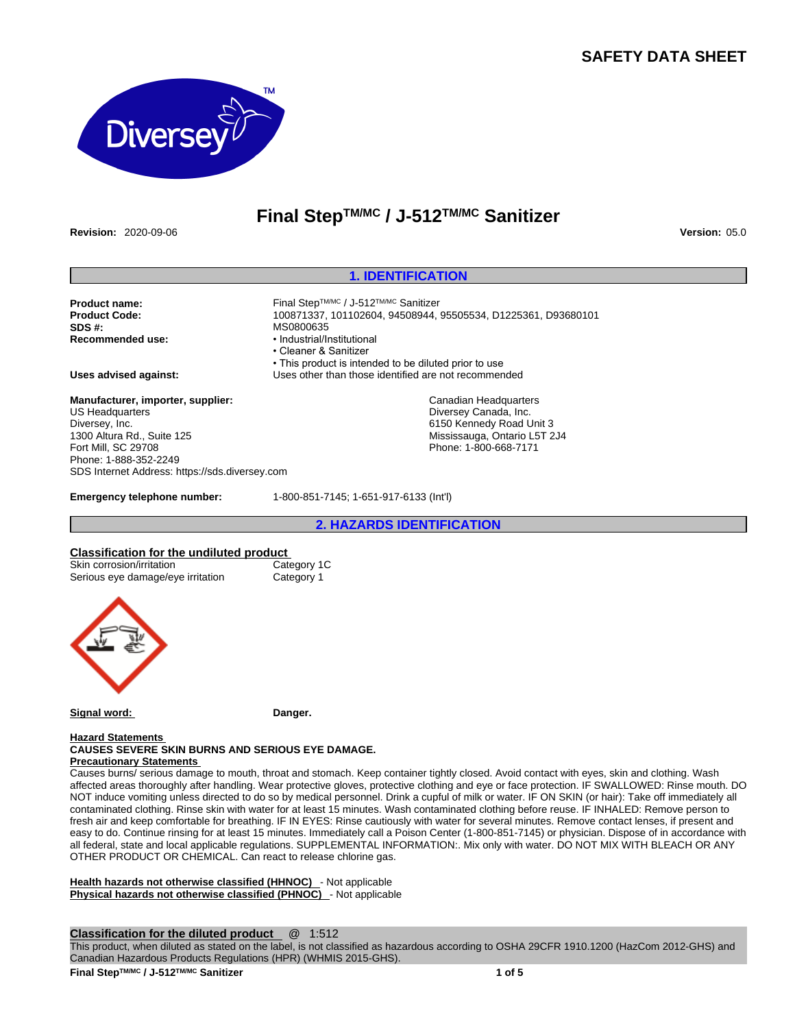# SAFETY DATA SHEET

# Final Step™/MC / J-512™/MC Sanitizer

**Revision:** 2020-09-06 **Version:** 05.0

## 1. IDENTIFICATION

**Product name:** Final Step™/MC / J-512™/MC Sanitizer
**Product Code:** 100871337, 101102604, 94508944, 95505534, D1225361, D93680101
**SDS #:** MS0800635
**Recommended use:**
- Industrial/Institutional
- Cleaner & Sanitizer
- This product is intended to be diluted prior to use

**Uses advised against:** Uses other than those identified are not recommended

**Manufacturer, importer, supplier:**
US Headquarters
Diversey, Inc.
1300 Altura Rd., Suite 125
Fort Mill, SC 29708
Phone: 1-888-352-2249
SDS Internet Address: https://sds.diversey.com

Canadian Headquarters
Diversey Canada, Inc.
6150 Kennedy Road Unit 3
Mississauga, Ontario L5T 2J4
Phone: 1-800-668-7171

**Emergency telephone number:** 1-800-851-7145; 1-651-917-6133 (Int'l)

## 2. HAZARDS IDENTIFICATION

**Classification for the undiluted product**

| | |
|---|---|
| Skin corrosion/irritation | Category 1C |
| Serious eye damage/eye irritation | Category 1 |

**Signal word:** **Danger.**

**Hazard Statements**
**CAUSES SEVERE SKIN BURNS AND SERIOUS EYE DAMAGE.**

**Precautionary Statements**
Causes burns/ serious damage to mouth, throat and stomach. Keep container tightly closed. Avoid contact with eyes, skin and clothing. Wash affected areas thoroughly after handling. Wear protective gloves, protective clothing and eye or face protection. IF SWALLOWED: Rinse mouth. DO NOT induce vomiting unless directed to do so by medical personnel. Drink a cupful of milk or water. IF ON SKIN (or hair): Take off immediately all contaminated clothing. Rinse skin with water for at least 15 minutes. Wash contaminated clothing before reuse. IF INHALED: Remove person to fresh air and keep comfortable for breathing. IF IN EYES: Rinse cautiously with water for several minutes. Remove contact lenses, if present and easy to do. Continue rinsing for at least 15 minutes. Immediately call a Poison Center (1-800-851-7145) or physician. Dispose of in accordance with all federal, state and local applicable regulations. SUPPLEMENTAL INFORMATION:. Mix only with water. DO NOT MIX WITH BLEACH OR ANY OTHER PRODUCT OR CHEMICAL. Can react to release chlorine gas.

**Health hazards not otherwise classified (HHNOC)** - Not applicable
**Physical hazards not otherwise classified (PHNOC)** - Not applicable

**Classification for the diluted product** @ 1:512
This product, when diluted as stated on the label, is not classified as hazardous according to OSHA 29CFR 1910.1200 (HazCom 2012-GHS) and Canadian Hazardous Products Regulations (HPR) (WHMIS 2015-GHS).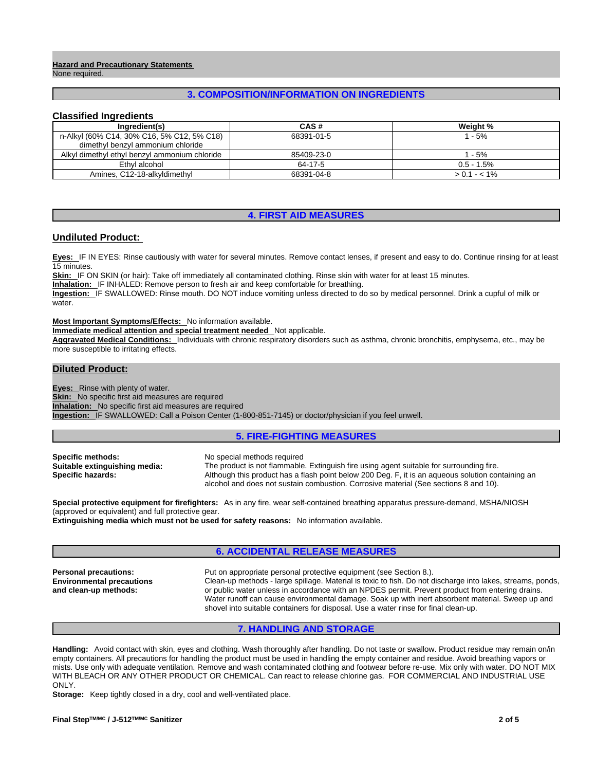**Hazard and Precautionary Statements**
None required.

## 3. COMPOSITION/INFORMATION ON INGREDIENTS

### Classified Ingredients

| Ingredient(s) | CAS # | Weight % |
|---|---|---|
| n-Alkyl (60% C14, 30% C16, 5% C12, 5% C18) dimethyl benzyl ammonium chloride | 68391-01-5 | 1 - 5% |
| Alkyl dimethyl ethyl benzyl ammonium chloride | 85409-23-0 | 1 - 5% |
| Ethyl alcohol | 64-17-5 | 0.5 - 1.5% |
| Amines, C12-18-alkyldimethyl | 68391-04-8 | > 0.1 - < 1% |

## 4. FIRST AID MEASURES

### Undiluted Product:

**Eyes:** IF IN EYES: Rinse cautiously with water for several minutes. Remove contact lenses, if present and easy to do. Continue rinsing for at least 15 minutes.
**Skin:** IF ON SKIN (or hair): Take off immediately all contaminated clothing. Rinse skin with water for at least 15 minutes.
**Inhalation:** IF INHALED: Remove person to fresh air and keep comfortable for breathing.
**Ingestion:** IF SWALLOWED: Rinse mouth. DO NOT induce vomiting unless directed to do so by medical personnel. Drink a cupful of milk or water.

**Most Important Symptoms/Effects:** No information available.
**Immediate medical attention and special treatment needed** Not applicable.
**Aggravated Medical Conditions:** Individuals with chronic respiratory disorders such as asthma, chronic bronchitis, emphysema, etc., may be more susceptible to irritating effects.

### Diluted Product:

**Eyes:** Rinse with plenty of water.
**Skin:** No specific first aid measures are required
**Inhalation:** No specific first aid measures are required
**Ingestion:** IF SWALLOWED: Call a Poison Center (1-800-851-7145) or doctor/physician if you feel unwell.

## 5. FIRE-FIGHTING MEASURES

**Specific methods:** No special methods required
**Suitable extinguishing media:** The product is not flammable. Extinguish fire using agent suitable for surrounding fire.
**Specific hazards:** Although this product has a flash point below 200 Deg. F, it is an aqueous solution containing an alcohol and does not sustain combustion. Corrosive material (See sections 8 and 10).

**Special protective equipment for firefighters:** As in any fire, wear self-contained breathing apparatus pressure-demand, MSHA/NIOSH (approved or equivalent) and full protective gear.
**Extinguishing media which must not be used for safety reasons:** No information available.

## 6. ACCIDENTAL RELEASE MEASURES

**Personal precautions:** Put on appropriate personal protective equipment (see Section 8.).
**Environmental precautions and clean-up methods:** Clean-up methods - large spillage. Material is toxic to fish. Do not discharge into lakes, streams, ponds, or public water unless in accordance with an NPDES permit. Prevent product from entering drains. Water runoff can cause environmental damage. Soak up with inert absorbent material. Sweep up and shovel into suitable containers for disposal. Use a water rinse for final clean-up.

## 7. HANDLING AND STORAGE

**Handling:** Avoid contact with skin, eyes and clothing. Wash thoroughly after handling. Do not taste or swallow. Product residue may remain on/in empty containers. All precautions for handling the product must be used in handling the empty container and residue. Avoid breathing vapors or mists. Use only with adequate ventilation. Remove and wash contaminated clothing and footwear before re-use. Mix only with water. DO NOT MIX WITH BLEACH OR ANY OTHER PRODUCT OR CHEMICAL. Can react to release chlorine gas. FOR COMMERCIAL AND INDUSTRIAL USE ONLY.
**Storage:** Keep tightly closed in a dry, cool and well-ventilated place.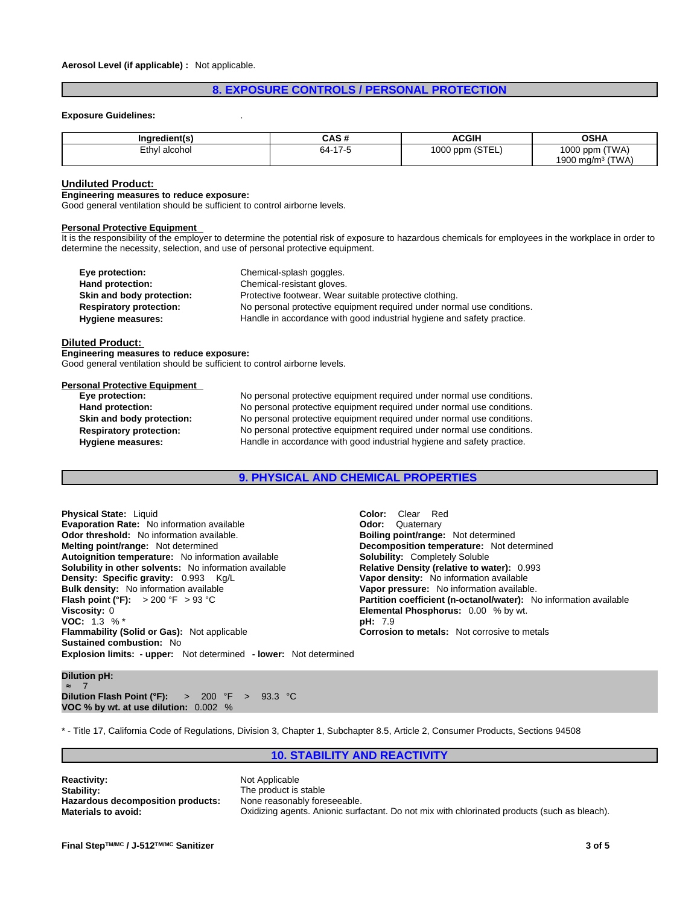**Aerosol Level (if applicable) :** Not applicable.

## 8. EXPOSURE CONTROLS / PERSONAL PROTECTION

**Exposure Guidelines:** .

| Ingredient(s) | CAS # | ACGIH | OSHA |
|---|---|---|---|
| Ethyl alcohol | 64-17-5 | 1000 ppm (STEL) | 1000 ppm (TWA)<br>1900 mg/m³ (TWA) |

### Undiluted Product:

**Engineering measures to reduce exposure:**
Good general ventilation should be sufficient to control airborne levels.

**Personal Protective Equipment**
It is the responsibility of the employer to determine the potential risk of exposure to hazardous chemicals for employees in the workplace in order to determine the necessity, selection, and use of personal protective equipment.

**Eye protection:** Chemical-splash goggles.
**Hand protection:** Chemical-resistant gloves.
**Skin and body protection:** Protective footwear. Wear suitable protective clothing.
**Respiratory protection:** No personal protective equipment required under normal use conditions.
**Hygiene measures:** Handle in accordance with good industrial hygiene and safety practice.

### Diluted Product:

**Engineering measures to reduce exposure:**
Good general ventilation should be sufficient to control airborne levels.

**Personal Protective Equipment**
**Eye protection:** No personal protective equipment required under normal use conditions.
**Hand protection:** No personal protective equipment required under normal use conditions.
**Skin and body protection:** No personal protective equipment required under normal use conditions.
**Respiratory protection:** No personal protective equipment required under normal use conditions.
**Hygiene measures:** Handle in accordance with good industrial hygiene and safety practice.

## 9. PHYSICAL AND CHEMICAL PROPERTIES

**Physical State:** Liquid
**Evaporation Rate:** No information available
**Odor threshold:** No information available.
**Melting point/range:** Not determined
**Autoignition temperature:** No information available
**Solubility in other solvents:** No information available
**Density: Specific gravity:** 0.993 Kg/L
**Bulk density:** No information available
**Flash point (°F):** > 200 °F > 93 °C
**Viscosity:** 0
**VOC:** 1.3 % *
**Flammability (Solid or Gas):** Not applicable
**Sustained combustion:** No
**Explosion limits: - upper:** Not determined **- lower:** Not determined

**Color:** Clear Red
**Odor:** Quaternary
**Boiling point/range:** Not determined
**Decomposition temperature:** Not determined
**Solubility:** Completely Soluble
**Relative Density (relative to water):** 0.993
**Vapor density:** No information available
**Vapor pressure:** No information available.
**Partition coefficient (n-octanol/water):** No information available
**Elemental Phosphorus:** 0.00 % by wt.
**pH:** 7.9
**Corrosion to metals:** Not corrosive to metals

**Dilution pH:**
≈ 7
**Dilution Flash Point (°F):** > 200 °F > 93.3 °C
**VOC % by wt. at use dilution:** 0.002 %

* - Title 17, California Code of Regulations, Division 3, Chapter 1, Subchapter 8.5, Article 2, Consumer Products, Sections 94508

## 10. STABILITY AND REACTIVITY

**Reactivity:** Not Applicable
**Stability:** The product is stable
**Hazardous decomposition products:** None reasonably foreseeable.
**Materials to avoid:** Oxidizing agents. Anionic surfactant. Do not mix with chlorinated products (such as bleach).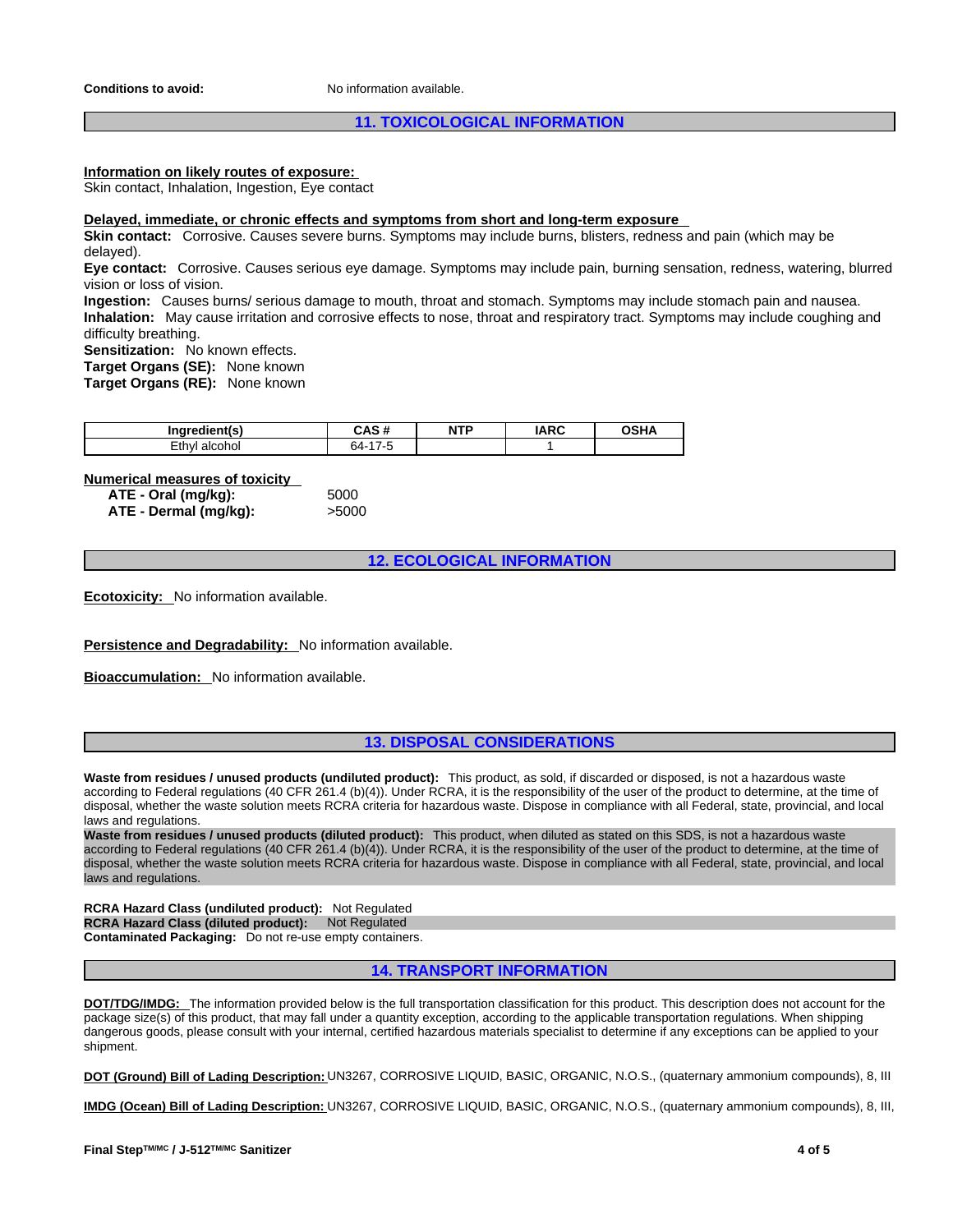**Conditions to avoid:** No information available.

## 11. TOXICOLOGICAL INFORMATION

**Information on likely routes of exposure:**
Skin contact, Inhalation, Ingestion, Eye contact

**Delayed, immediate, or chronic effects and symptoms from short and long-term exposure**
**Skin contact:** Corrosive. Causes severe burns. Symptoms may include burns, blisters, redness and pain (which may be delayed).
**Eye contact:** Corrosive. Causes serious eye damage. Symptoms may include pain, burning sensation, redness, watering, blurred vision or loss of vision.
**Ingestion:** Causes burns/ serious damage to mouth, throat and stomach. Symptoms may include stomach pain and nausea.
**Inhalation:** May cause irritation and corrosive effects to nose, throat and respiratory tract. Symptoms may include coughing and difficulty breathing.
**Sensitization:** No known effects.
**Target Organs (SE):** None known
**Target Organs (RE):** None known

| Ingredient(s) | CAS # | NTP | IARC | OSHA |
|---|---|---|---|---|
| Ethyl alcohol | 64-17-5 | | 1 | |

**Numerical measures of toxicity**

| | |
|---|---|
| **ATE - Oral (mg/kg):** | 5000 |
| **ATE - Dermal (mg/kg):** | >5000 |

## 12. ECOLOGICAL INFORMATION

**Ecotoxicity:** No information available.

**Persistence and Degradability:** No information available.

**Bioaccumulation:** No information available.

## 13. DISPOSAL CONSIDERATIONS

**Waste from residues / unused products (undiluted product):** This product, as sold, if discarded or disposed, is not a hazardous waste according to Federal regulations (40 CFR 261.4 (b)(4)). Under RCRA, it is the responsibility of the user of the product to determine, at the time of disposal, whether the waste solution meets RCRA criteria for hazardous waste. Dispose in compliance with all Federal, state, provincial, and local laws and regulations.
**Waste from residues / unused products (diluted product):** This product, when diluted as stated on this SDS, is not a hazardous waste according to Federal regulations (40 CFR 261.4 (b)(4)). Under RCRA, it is the responsibility of the user of the product to determine, at the time of disposal, whether the waste solution meets RCRA criteria for hazardous waste. Dispose in compliance with all Federal, state, provincial, and local laws and regulations.

**RCRA Hazard Class (undiluted product):** Not Regulated
**RCRA Hazard Class (diluted product):** Not Regulated
**Contaminated Packaging:** Do not re-use empty containers.

## 14. TRANSPORT INFORMATION

**DOT/TDG/IMDG:** The information provided below is the full transportation classification for this product. This description does not account for the package size(s) of this product, that may fall under a quantity exception, according to the applicable transportation regulations. When shipping dangerous goods, please consult with your internal, certified hazardous materials specialist to determine if any exceptions can be applied to your shipment.

**DOT (Ground) Bill of Lading Description:** UN3267, CORROSIVE LIQUID, BASIC, ORGANIC, N.O.S., (quaternary ammonium compounds), 8, III

**IMDG (Ocean) Bill of Lading Description:** UN3267, CORROSIVE LIQUID, BASIC, ORGANIC, N.O.S., (quaternary ammonium compounds), 8, III,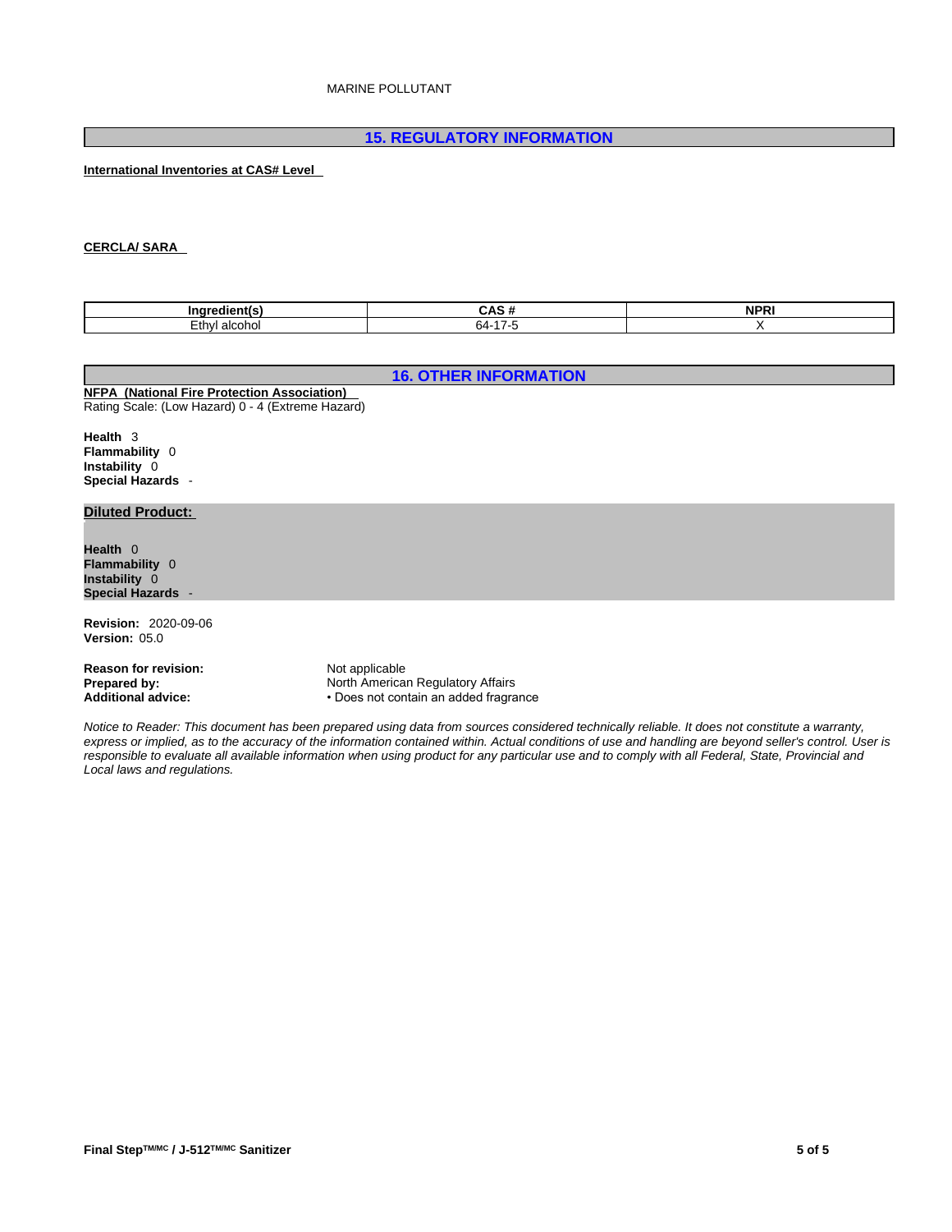MARINE POLLUTANT

## 15. REGULATORY INFORMATION

**International Inventories at CAS# Level**

**CERCLA/ SARA**

| Ingredient(s) | CAS # | NPRI |
| --- | --- | --- |
| Ethyl alcohol | 64-17-5 | X |

## 16. OTHER INFORMATION

**NFPA (National Fire Protection Association)**
Rating Scale: (Low Hazard) 0 - 4 (Extreme Hazard)

**Health** 3
**Flammability** 0
**Instability** 0
**Special Hazards** -

**Diluted Product:**

**Health** 0
**Flammability** 0
**Instability** 0
**Special Hazards** -

**Revision:** 2020-09-06
**Version:** 05.0

**Reason for revision:** Not applicable
**Prepared by:** North American Regulatory Affairs
**Additional advice:** • Does not contain an added fragrance

*Notice to Reader: This document has been prepared using data from sources considered technically reliable. It does not constitute a warranty, express or implied, as to the accuracy of the information contained within. Actual conditions of use and handling are beyond seller's control. User is responsible to evaluate all available information when using product for any particular use and to comply with all Federal, State, Provincial and Local laws and regulations.*